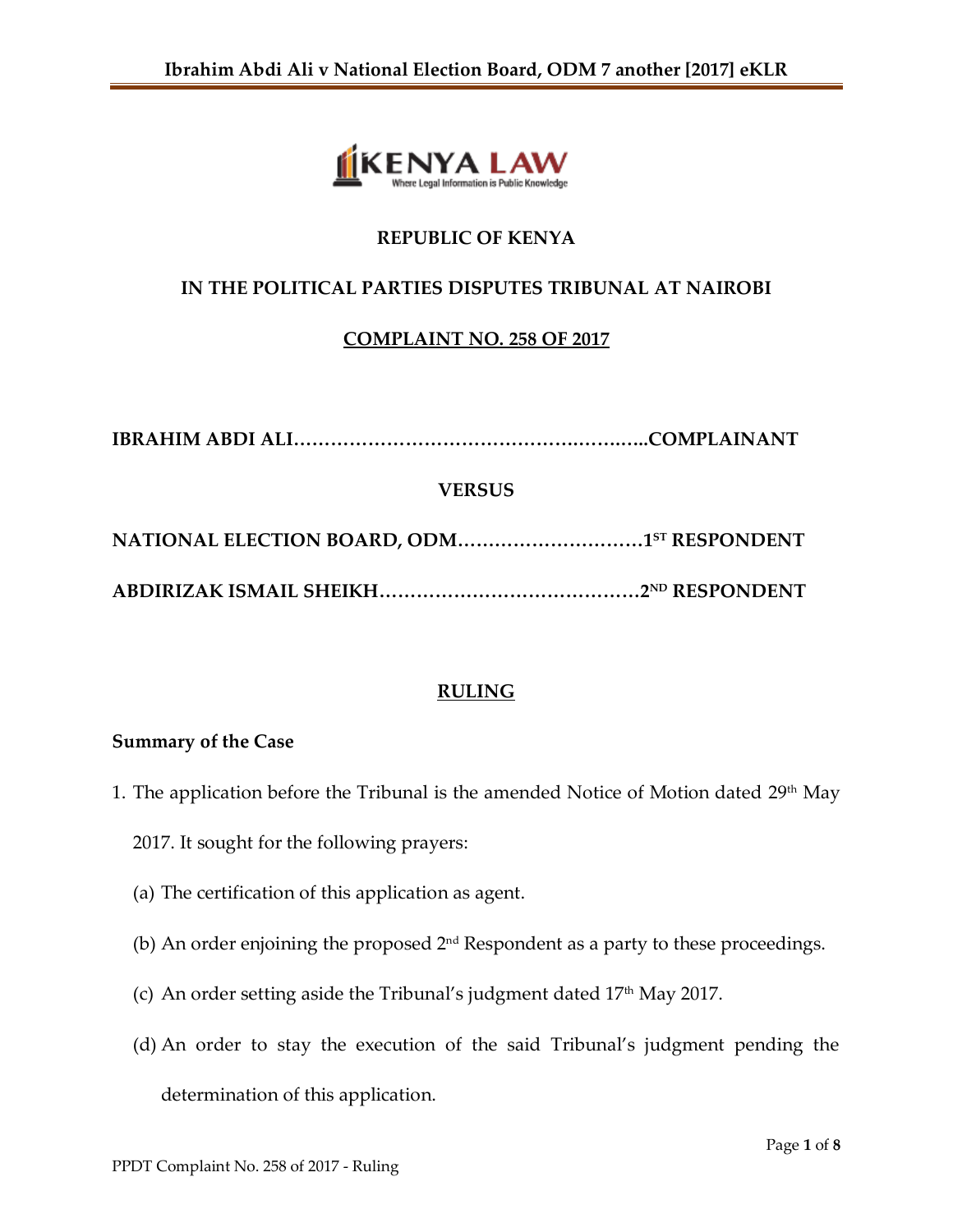**REPUBLIC OF KENYA**

**IN THE POLITICAL PARTIES DISPUTES TRIBUNAL AT NAIROBI**

**COMPLAINT NO. 258 OF 2017**

**IBRAHIM ABDI ALI……………………………………….………..COMPLAINANT**

**VERSUS**

**NATIONAL ELECTION BOARD, ODM…………………………1ST RESPONDENT**

**ABDIRIZAK ISMAIL SHEIKH……………………………………2ND RESPONDENT**

**RULING**

**Summary of the Case**

1. The application before the Tribunal is the amended Notice of Motion dated 29th May 2017. It sought for the following prayers:

   (a) The certification of this application as agent.

   (b) An order enjoining the proposed 2nd Respondent as a party to these proceedings.

   (c) An order setting aside the Tribunal's judgment dated 17th May 2017.

   (d) An order to stay the execution of the said Tribunal's judgment pending the determination of this application.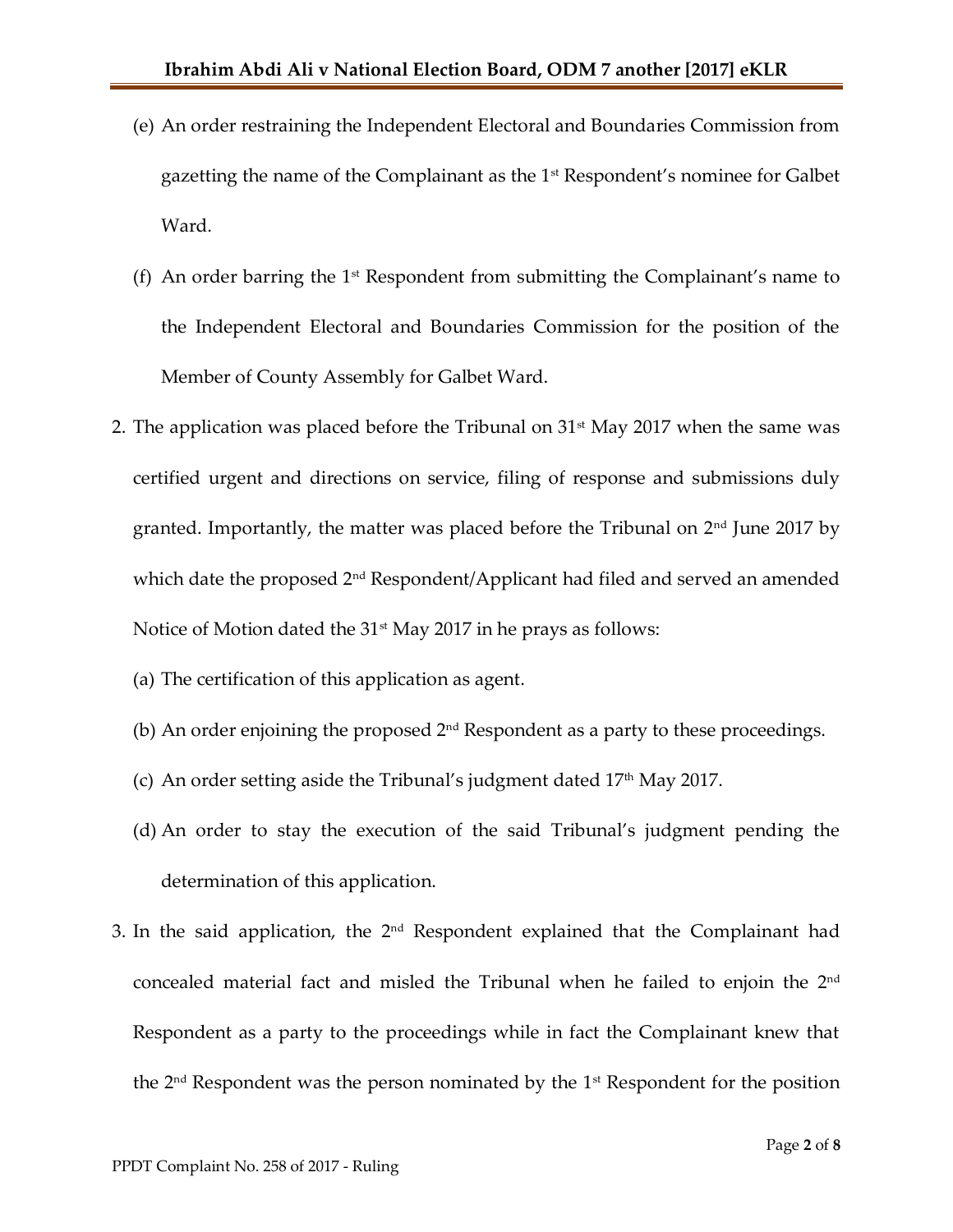(e) An order restraining the Independent Electoral and Boundaries Commission from gazetting the name of the Complainant as the 1st Respondent's nominee for Galbet Ward.

(f) An order barring the 1st Respondent from submitting the Complainant's name to the Independent Electoral and Boundaries Commission for the position of the Member of County Assembly for Galbet Ward.

2. The application was placed before the Tribunal on 31st May 2017 when the same was certified urgent and directions on service, filing of response and submissions duly granted. Importantly, the matter was placed before the Tribunal on 2nd June 2017 by which date the proposed 2nd Respondent/Applicant had filed and served an amended Notice of Motion dated the 31st May 2017 in he prays as follows:

   (a) The certification of this application as agent.

   (b) An order enjoining the proposed 2nd Respondent as a party to these proceedings.

   (c) An order setting aside the Tribunal's judgment dated 17th May 2017.

   (d) An order to stay the execution of the said Tribunal's judgment pending the determination of this application.

3. In the said application, the 2nd Respondent explained that the Complainant had concealed material fact and misled the Tribunal when he failed to enjoin the 2nd Respondent as a party to the proceedings while in fact the Complainant knew that the 2nd Respondent was the person nominated by the 1st Respondent for the position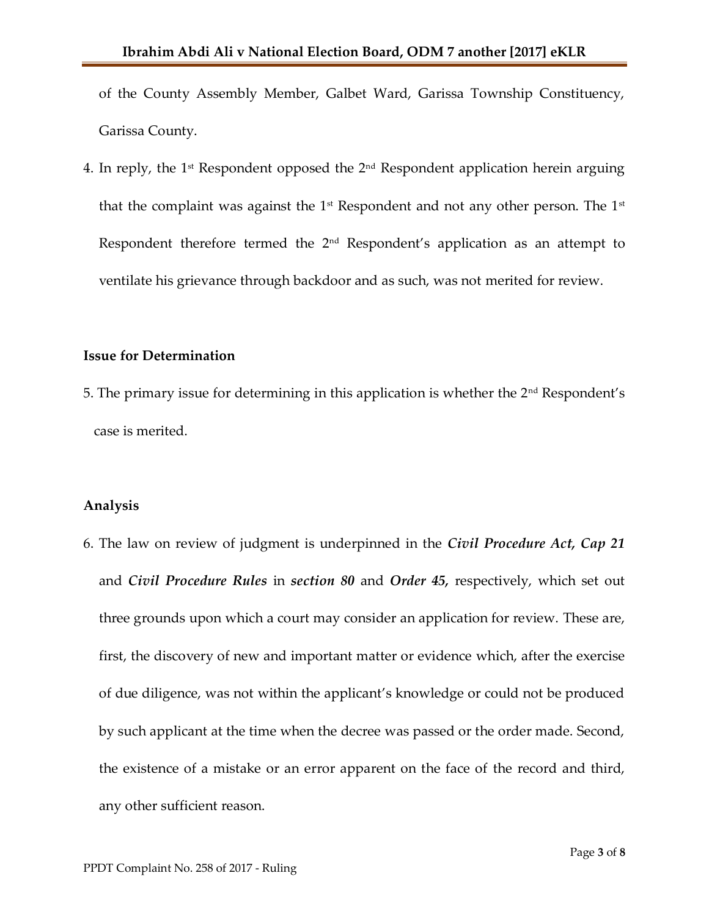of the County Assembly Member, Galbet Ward, Garissa Township Constituency, Garissa County.

4. In reply, the 1st Respondent opposed the 2nd Respondent application herein arguing that the complaint was against the 1st Respondent and not any other person. The 1st Respondent therefore termed the 2nd Respondent's application as an attempt to ventilate his grievance through backdoor and as such, was not merited for review.

**Issue for Determination**

5. The primary issue for determining in this application is whether the 2nd Respondent's case is merited.

**Analysis**

6. The law on review of judgment is underpinned in the ***Civil Procedure Act, Cap 21*** and ***Civil Procedure Rules*** in ***section 80*** and ***Order 45,*** respectively, which set out three grounds upon which a court may consider an application for review. These are, first, the discovery of new and important matter or evidence which, after the exercise of due diligence, was not within the applicant's knowledge or could not be produced by such applicant at the time when the decree was passed or the order made. Second, the existence of a mistake or an error apparent on the face of the record and third, any other sufficient reason.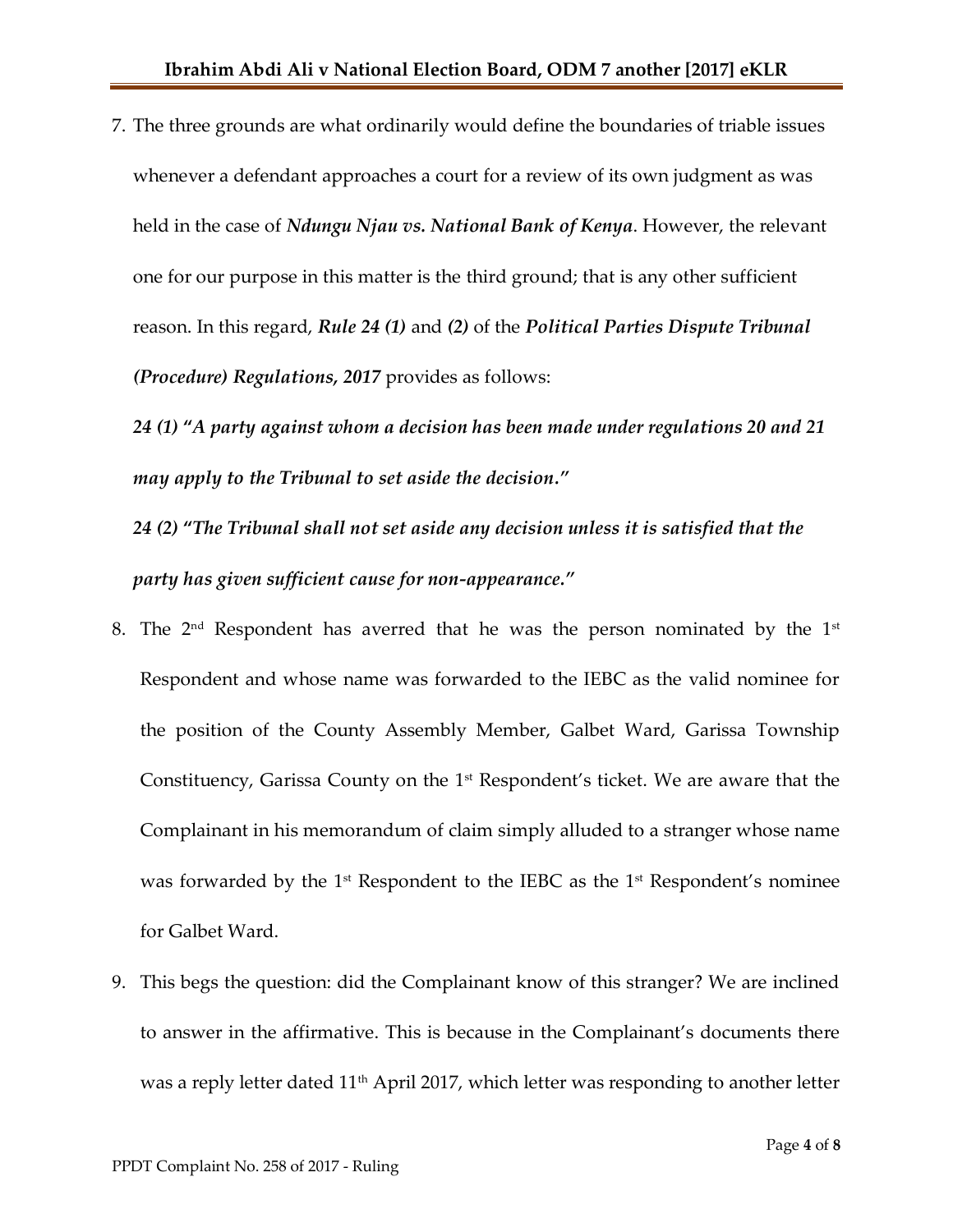7. The three grounds are what ordinarily would define the boundaries of triable issues whenever a defendant approaches a court for a review of its own judgment as was held in the case of ***Ndungu Njau vs. National Bank of Kenya***. However, the relevant one for our purpose in this matter is the third ground; that is any other sufficient reason. In this regard, ***Rule 24 (1)*** and ***(2)*** of the ***Political Parties Dispute Tribunal (Procedure) Regulations, 2017*** provides as follows:

   ***24 (1) "A party against whom a decision has been made under regulations 20 and 21 may apply to the Tribunal to set aside the decision."***

   ***24 (2) "The Tribunal shall not set aside any decision unless it is satisfied that the party has given sufficient cause for non-appearance."***

8. The 2nd Respondent has averred that he was the person nominated by the 1st Respondent and whose name was forwarded to the IEBC as the valid nominee for the position of the County Assembly Member, Galbet Ward, Garissa Township Constituency, Garissa County on the 1st Respondent's ticket. We are aware that the Complainant in his memorandum of claim simply alluded to a stranger whose name was forwarded by the 1st Respondent to the IEBC as the 1st Respondent's nominee for Galbet Ward.

9. This begs the question: did the Complainant know of this stranger? We are inclined to answer in the affirmative. This is because in the Complainant's documents there was a reply letter dated 11th April 2017, which letter was responding to another letter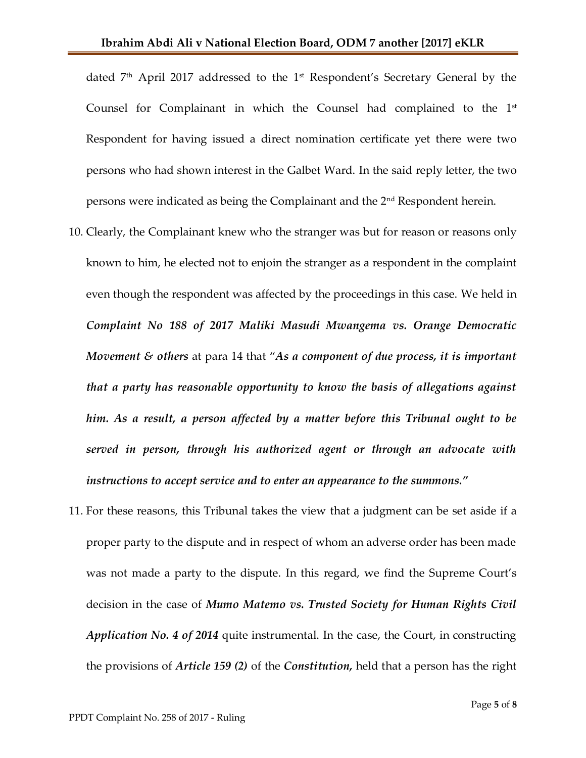dated 7th April 2017 addressed to the 1st Respondent's Secretary General by the Counsel for Complainant in which the Counsel had complained to the 1st Respondent for having issued a direct nomination certificate yet there were two persons who had shown interest in the Galbet Ward. In the said reply letter, the two persons were indicated as being the Complainant and the 2nd Respondent herein.

10. Clearly, the Complainant knew who the stranger was but for reason or reasons only known to him, he elected not to enjoin the stranger as a respondent in the complaint even though the respondent was affected by the proceedings in this case. We held in ***Complaint No 188 of 2017 Maliki Masudi Mwangema vs. Orange Democratic Movement & others*** at para 14 that "***As a component of due process, it is important that a party has reasonable opportunity to know the basis of allegations against him. As a result, a person affected by a matter before this Tribunal ought to be served in person, through his authorized agent or through an advocate with instructions to accept service and to enter an appearance to the summons.***"

11. For these reasons, this Tribunal takes the view that a judgment can be set aside if a proper party to the dispute and in respect of whom an adverse order has been made was not made a party to the dispute. In this regard, we find the Supreme Court's decision in the case of ***Mumo Matemo vs. Trusted Society for Human Rights Civil Application No. 4 of 2014*** quite instrumental. In the case, the Court, in constructing the provisions of ***Article 159 (2)*** of the ***Constitution,*** held that a person has the right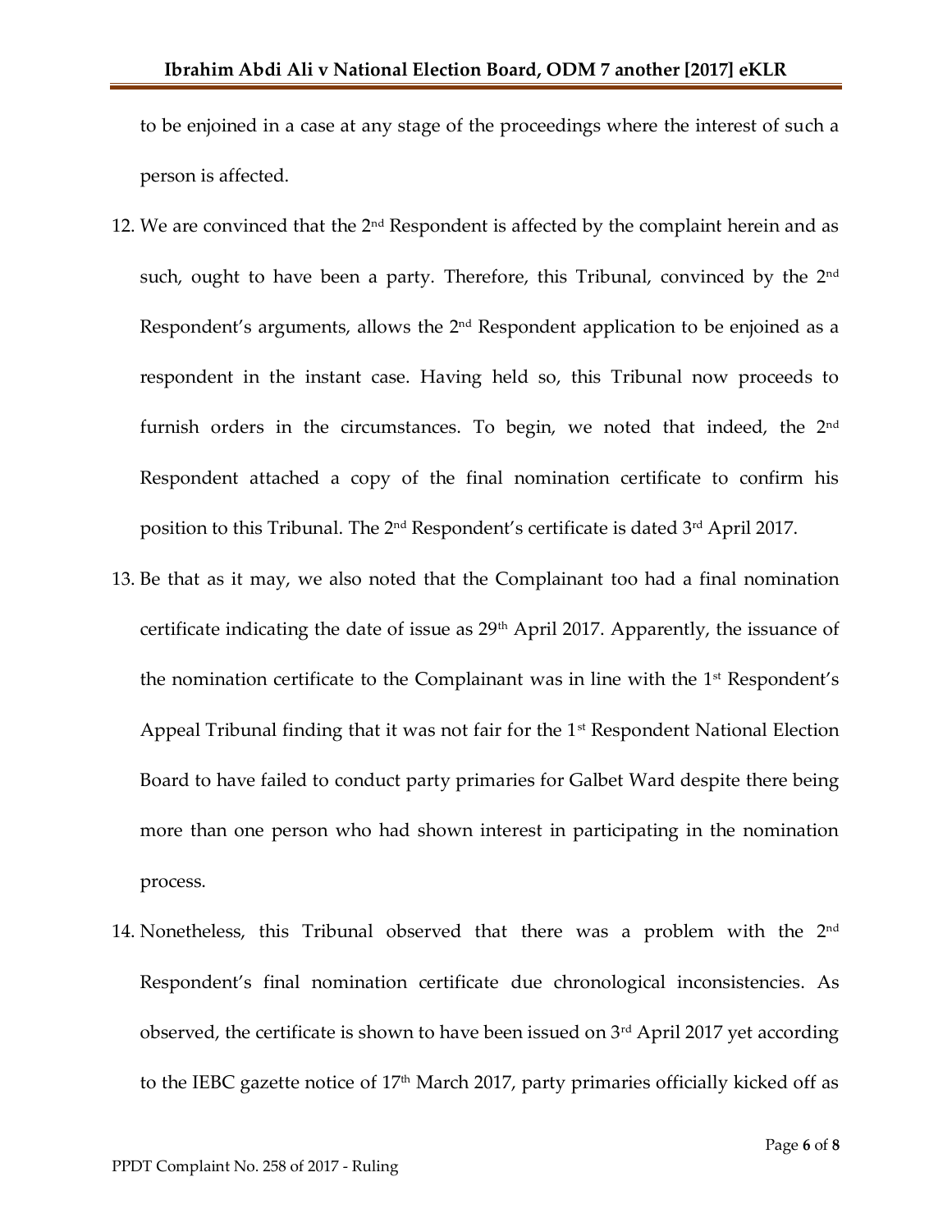to be enjoined in a case at any stage of the proceedings where the interest of such a person is affected.

12. We are convinced that the 2nd Respondent is affected by the complaint herein and as such, ought to have been a party. Therefore, this Tribunal, convinced by the 2nd Respondent's arguments, allows the 2nd Respondent application to be enjoined as a respondent in the instant case. Having held so, this Tribunal now proceeds to furnish orders in the circumstances. To begin, we noted that indeed, the 2nd Respondent attached a copy of the final nomination certificate to confirm his position to this Tribunal. The 2nd Respondent's certificate is dated 3rd April 2017.

13. Be that as it may, we also noted that the Complainant too had a final nomination certificate indicating the date of issue as 29th April 2017. Apparently, the issuance of the nomination certificate to the Complainant was in line with the 1st Respondent's Appeal Tribunal finding that it was not fair for the 1st Respondent National Election Board to have failed to conduct party primaries for Galbet Ward despite there being more than one person who had shown interest in participating in the nomination process.

14. Nonetheless, this Tribunal observed that there was a problem with the 2nd Respondent's final nomination certificate due chronological inconsistencies. As observed, the certificate is shown to have been issued on 3rd April 2017 yet according to the IEBC gazette notice of 17th March 2017, party primaries officially kicked off as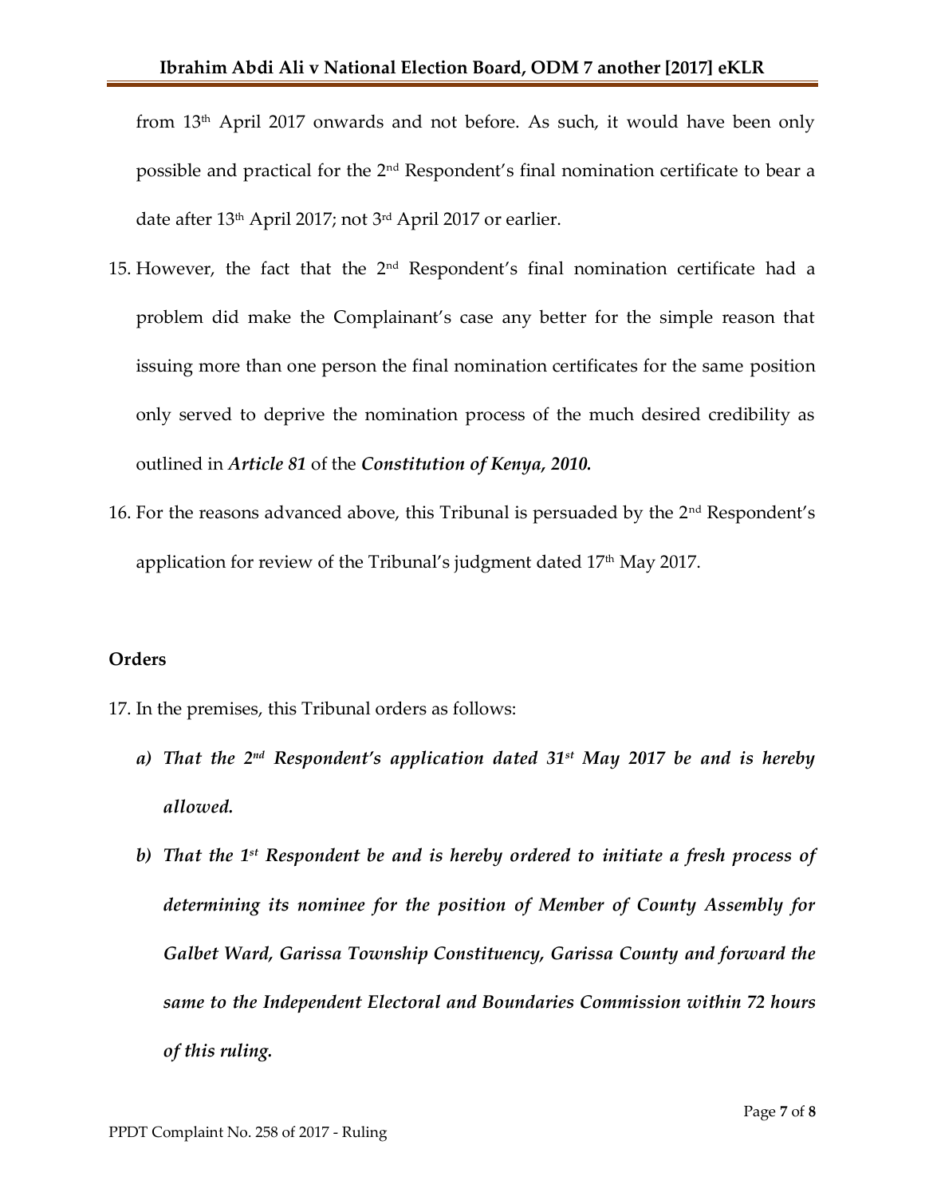from 13th April 2017 onwards and not before. As such, it would have been only possible and practical for the 2nd Respondent's final nomination certificate to bear a date after 13th April 2017; not 3rd April 2017 or earlier.

15. However, the fact that the 2nd Respondent's final nomination certificate had a problem did make the Complainant's case any better for the simple reason that issuing more than one person the final nomination certificates for the same position only served to deprive the nomination process of the much desired credibility as outlined in ***Article 81*** of the ***Constitution of Kenya, 2010.***

16. For the reasons advanced above, this Tribunal is persuaded by the 2nd Respondent's application for review of the Tribunal's judgment dated 17th May 2017.

**Orders**

17. In the premises, this Tribunal orders as follows:

    ***a) That the 2nd Respondent's application dated 31st May 2017 be and is hereby allowed.***

    ***b) That the 1st Respondent be and is hereby ordered to initiate a fresh process of determining its nominee for the position of Member of County Assembly for Galbet Ward, Garissa Township Constituency, Garissa County and forward the same to the Independent Electoral and Boundaries Commission within 72 hours of this ruling.***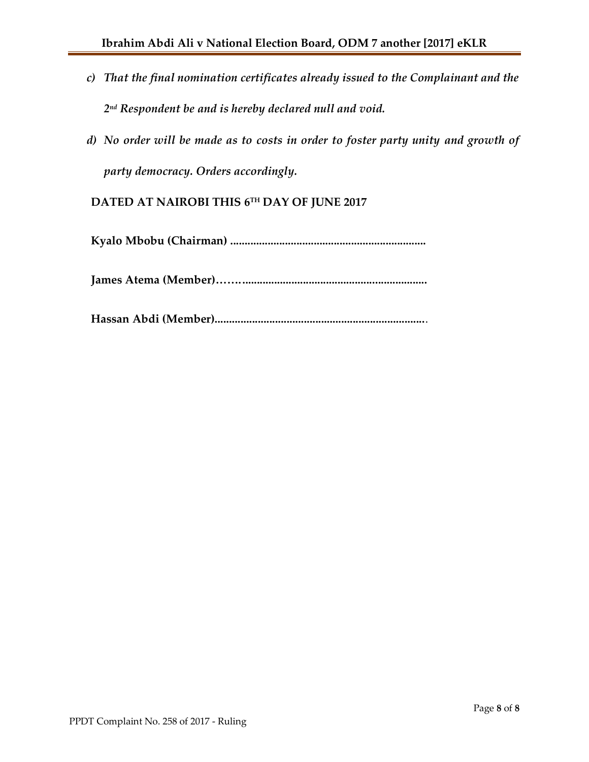*c) That the final nomination certificates already issued to the Complainant and the 2nd Respondent be and is hereby declared null and void.*

*d) No order will be made as to costs in order to foster party unity and growth of party democracy. Orders accordingly.*

**DATED AT NAIROBI THIS 6TH DAY OF JUNE 2017**

**Kyalo Mbobu (Chairman) ...................................................................**

**James Atema (Member)……..............................................................**

**Hassan Abdi (Member).........................................................................**